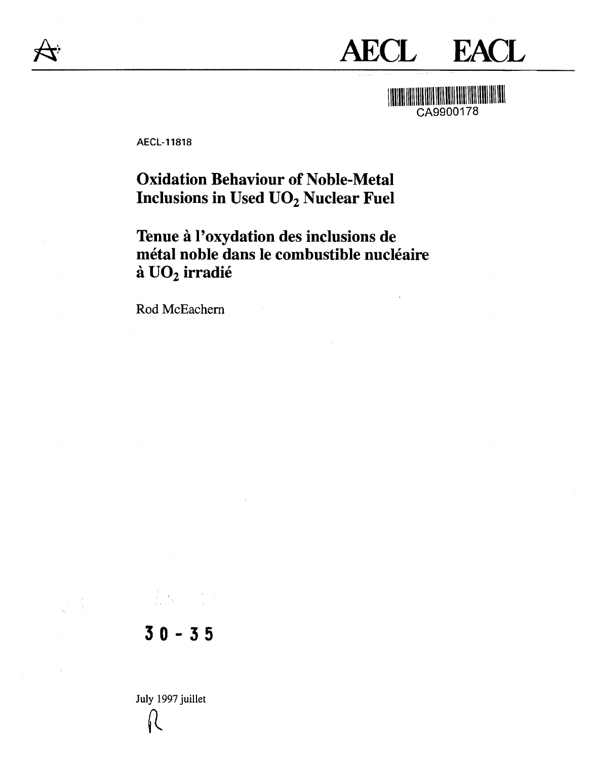# AECL EACL

CA9900178

AECL-11818

# Oxidation Behaviour of Noble-Metal Inclusions in Used $UO_2$ Nuclear Fuel

# Tenue à l'oxydation des inclusions de métal noble dans le combustible nucléaire à $UO_2$ irradié

Rod McEachern

30 - 35

July 1997 juillet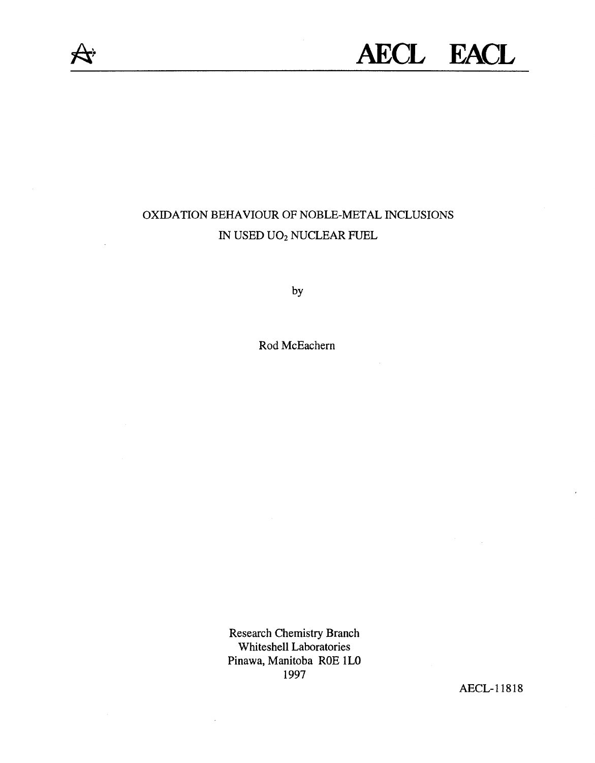# AECL EACL

OXIDATION BEHAVIOUR OF NOBLE-METAL INCLUSIONS IN USED $UO_2$ NUCLEAR FUEL

by

Rod McEachern

Research Chemistry Branch
Whiteshell Laboratories
Pinawa, Manitoba R0E 1L0
1997

AECL-11818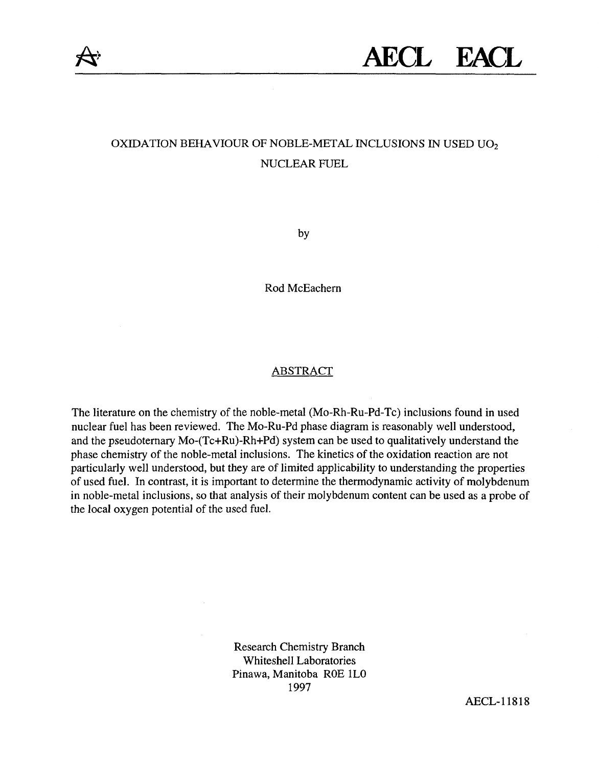AECL EACL

# OXIDATION BEHAVIOUR OF NOBLE-METAL INCLUSIONS IN USED $UO_2$ NUCLEAR FUEL

by

Rod McEachern

## ABSTRACT

The literature on the chemistry of the noble-metal (Mo-Rh-Ru-Pd-Tc) inclusions found in used nuclear fuel has been reviewed. The Mo-Ru-Pd phase diagram is reasonably well understood, and the pseudoternary Mo-(Tc+Ru)-Rh+Pd) system can be used to qualitatively understand the phase chemistry of the noble-metal inclusions. The kinetics of the oxidation reaction are not particularly well understood, but they are of limited applicability to understanding the properties of used fuel. In contrast, it is important to determine the thermodynamic activity of molybdenum in noble-metal inclusions, so that analysis of their molybdenum content can be used as a probe of the local oxygen potential of the used fuel.

Research Chemistry Branch
Whiteshell Laboratories
Pinawa, Manitoba R0E 1L0
1997

AECL-11818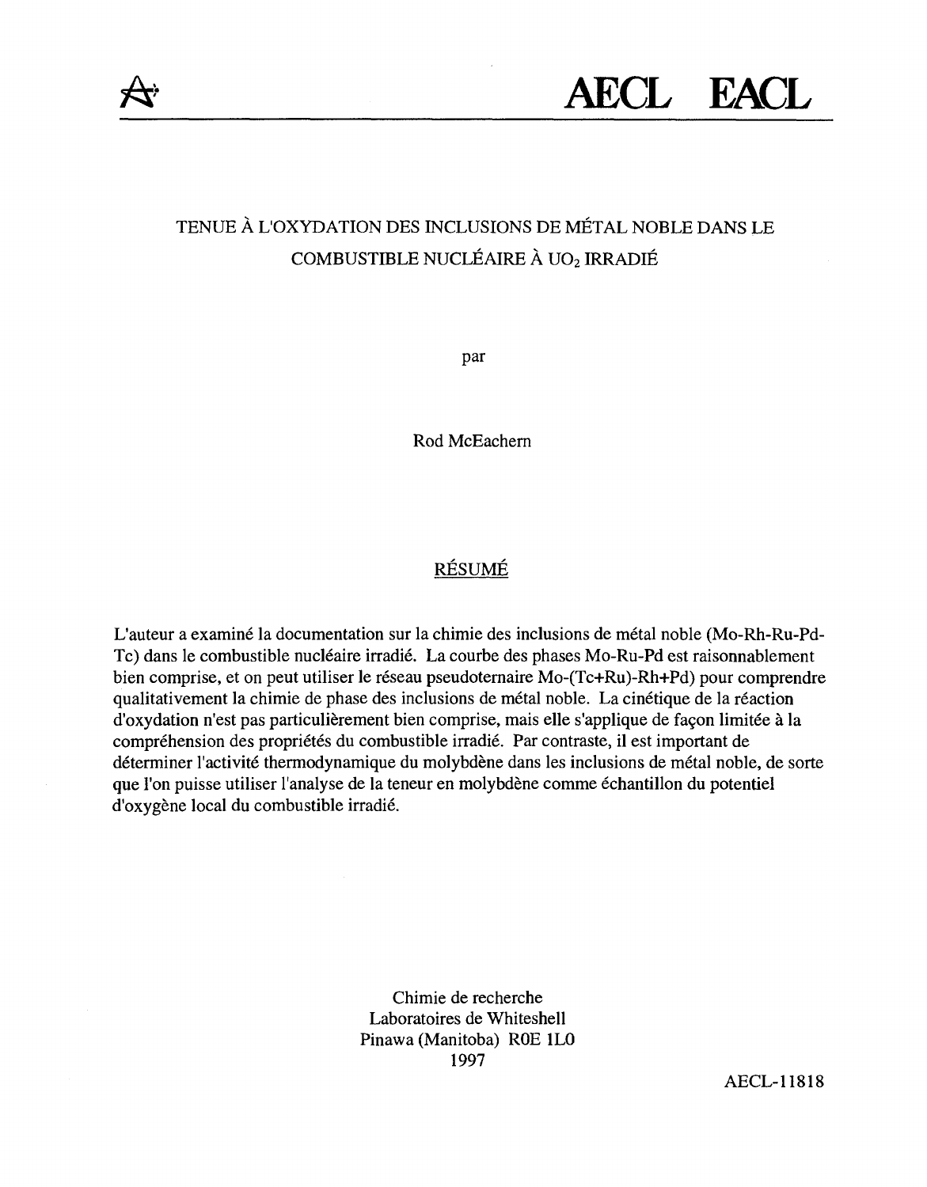AECL EACL

# TENUE À L'OXYDATION DES INCLUSIONS DE MÉTAL NOBLE DANS LE COMBUSTIBLE NUCLÉAIRE À $UO_2$ IRRADIÉ

par

Rod McEachern

## RÉSUMÉ

L'auteur a examiné la documentation sur la chimie des inclusions de métal noble (Mo-Rh-Ru-Pd-Tc) dans le combustible nucléaire irradié. La courbe des phases Mo-Ru-Pd est raisonnablement bien comprise, et on peut utiliser le réseau pseudoternaire Mo-(Tc+Ru)-Rh+Pd) pour comprendre qualitativement la chimie de phase des inclusions de métal noble. La cinétique de la réaction d'oxydation n'est pas particulièrement bien comprise, mais elle s'applique de façon limitée à la compréhension des propriétés du combustible irradié. Par contraste, il est important de déterminer l'activité thermodynamique du molybdène dans les inclusions de métal noble, de sorte que l'on puisse utiliser l'analyse de la teneur en molybdène comme échantillon du potentiel d'oxygène local du combustible irradié.

Chimie de recherche
Laboratoires de Whiteshell
Pinawa (Manitoba) R0E 1L0
1997

AECL-11818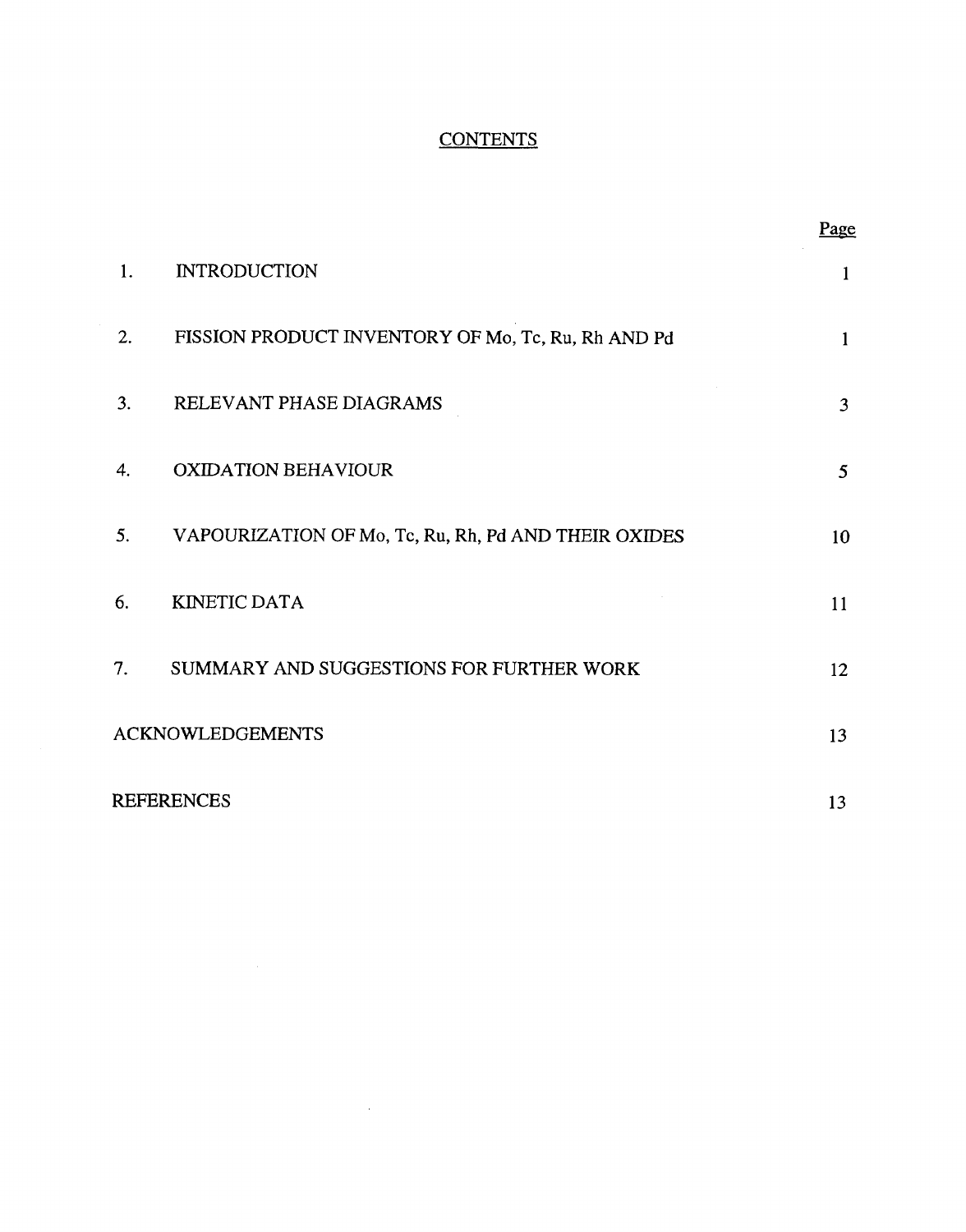# CONTENTS

| | | Page |
|---|---|---|
| 1. | INTRODUCTION | 1 |
| 2. | FISSION PRODUCT INVENTORY OF Mo, Tc, Ru, Rh AND Pd | 1 |
| 3. | RELEVANT PHASE DIAGRAMS | 3 |
| 4. | OXIDATION BEHAVIOUR | 5 |
| 5. | VAPOURIZATION OF Mo, Tc, Ru, Rh, Pd AND THEIR OXIDES | 10 |
| 6. | KINETIC DATA | 11 |
| 7. | SUMMARY AND SUGGESTIONS FOR FURTHER WORK | 12 |
| ACKNOWLEDGEMENTS | | 13 |
| REFERENCES | | 13 |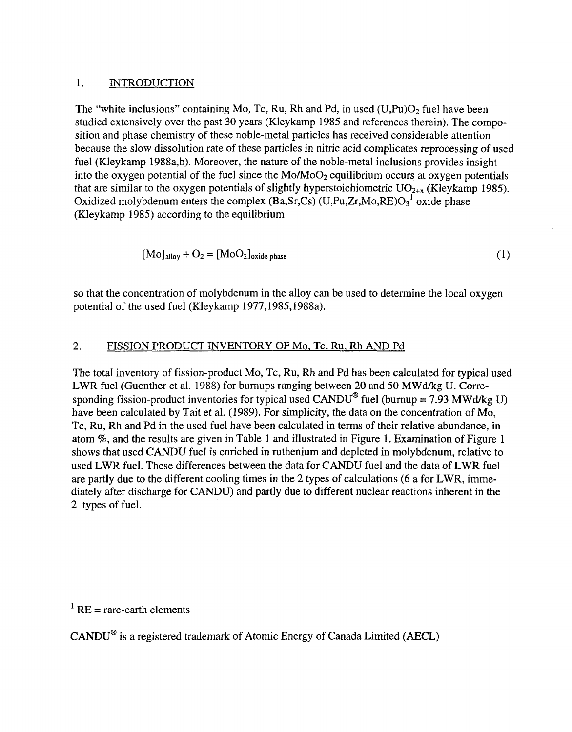## 1. INTRODUCTION

The "white inclusions" containing Mo, Tc, Ru, Rh and Pd, in used $(U,Pu)O_2$ fuel have been studied extensively over the past 30 years (Kleykamp 1985 and references therein). The composition and phase chemistry of these noble-metal particles has received considerable attention because the slow dissolution rate of these particles in nitric acid complicates reprocessing of used fuel (Kleykamp 1988a,b). Moreover, the nature of the noble-metal inclusions provides insight into the oxygen potential of the fuel since the $Mo/MoO_2$ equilibrium occurs at oxygen potentials that are similar to the oxygen potentials of slightly hyperstoichiometric $UO_{2+x}$ (Kleykamp 1985). Oxidized molybdenum enters the complex $(Ba,Sr,Cs)\,(U,Pu,Zr,Mo,RE)O_3$[1] oxide phase (Kleykamp 1985) according to the equilibrium

$$[Mo]_{alloy} + O_2 = [MoO_2]_{oxide\ phase} \tag{1}$$

so that the concentration of molybdenum in the alloy can be used to determine the local oxygen potential of the used fuel (Kleykamp 1977,1985,1988a).

## 2. FISSION PRODUCT INVENTORY OF Mo, Tc, Ru, Rh AND Pd

The total inventory of fission-product Mo, Tc, Ru, Rh and Pd has been calculated for typical used LWR fuel (Guenther et al. 1988) for burnups ranging between 20 and 50 MWd/kg U. Corresponding fission-product inventories for typical used CANDU® fuel (burnup = 7.93 MWd/kg U) have been calculated by Tait et al. (1989). For simplicity, the data on the concentration of Mo, Tc, Ru, Rh and Pd in the used fuel have been calculated in terms of their relative abundance, in atom %, and the results are given in Table 1 and illustrated in Figure 1. Examination of Figure 1 shows that used CANDU fuel is enriched in ruthenium and depleted in molybdenum, relative to used LWR fuel. These differences between the data for CANDU fuel and the data of LWR fuel are partly due to the different cooling times in the 2 types of calculations (6 a for LWR, immediately after discharge for CANDU) and partly due to different nuclear reactions inherent in the 2 types of fuel.

[1] RE = rare-earth elements

CANDU® is a registered trademark of Atomic Energy of Canada Limited (AECL)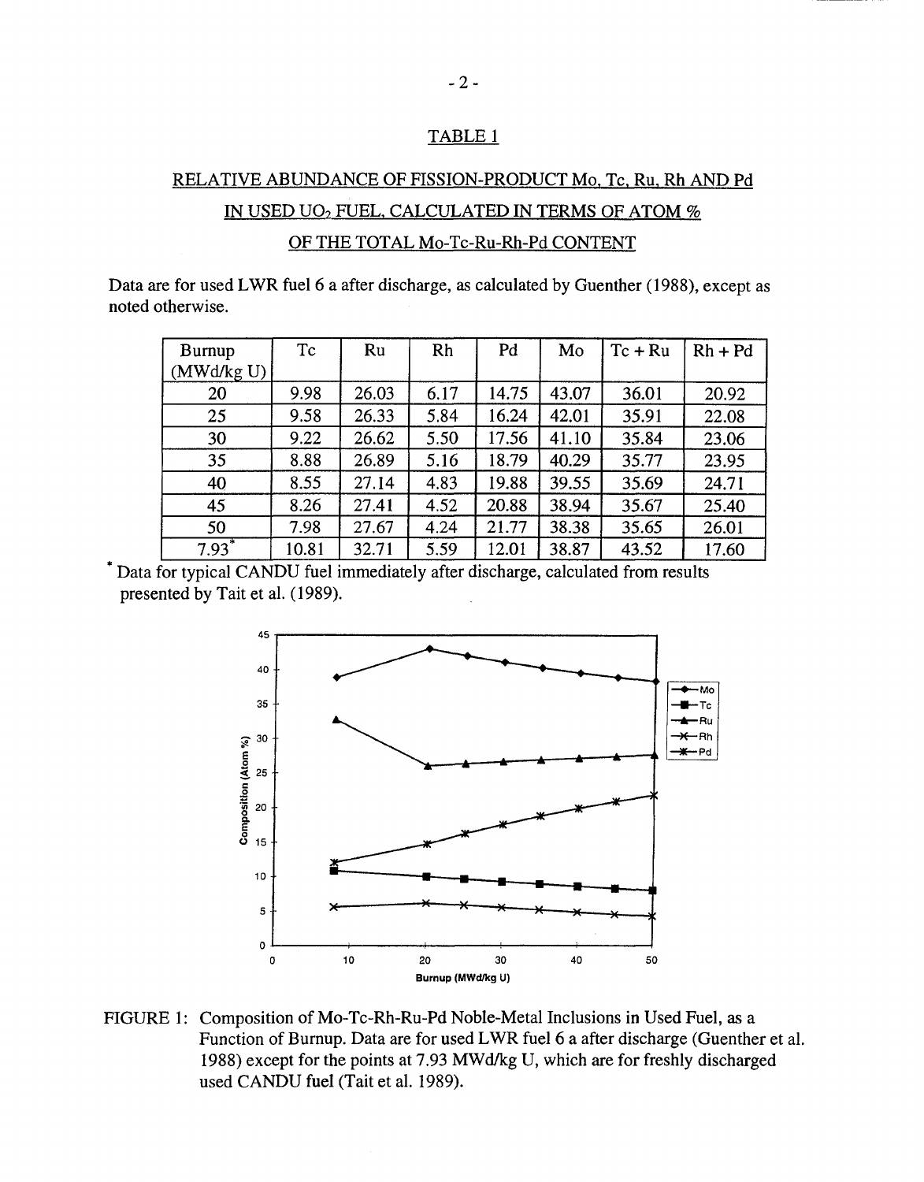## TABLE 1

## RELATIVE ABUNDANCE OF FISSION-PRODUCT Mo, Tc, Ru, Rh AND Pd IN USED $UO_2$ FUEL, CALCULATED IN TERMS OF ATOM % OF THE TOTAL Mo-Tc-Ru-Rh-Pd CONTENT

Data are for used LWR fuel 6 a after discharge, as calculated by Guenther (1988), except as noted otherwise.

| Burnup (MWd/kg U) | Tc | Ru | Rh | Pd | Mo | Tc + Ru | Rh + Pd |
|---|---|---|---|---|---|---|---|
| 20 | 9.98 | 26.03 | 6.17 | 14.75 | 43.07 | 36.01 | 20.92 |
| 25 | 9.58 | 26.33 | 5.84 | 16.24 | 42.01 | 35.91 | 22.08 |
| 30 | 9.22 | 26.62 | 5.50 | 17.56 | 41.10 | 35.84 | 23.06 |
| 35 | 8.88 | 26.89 | 5.16 | 18.79 | 40.29 | 35.77 | 23.95 |
| 40 | 8.55 | 27.14 | 4.83 | 19.88 | 39.55 | 35.69 | 24.71 |
| 45 | 8.26 | 27.41 | 4.52 | 20.88 | 38.94 | 35.67 | 25.40 |
| 50 | 7.98 | 27.67 | 4.24 | 21.77 | 38.38 | 35.65 | 26.01 |
| 7.93* | 10.81 | 32.71 | 5.59 | 12.01 | 38.87 | 43.52 | 17.60 |

\* Data for typical CANDU fuel immediately after discharge, calculated from results presented by Tait et al. (1989).

FIGURE 1: Composition of Mo-Tc-Rh-Ru-Pd Noble-Metal Inclusions in Used Fuel, as a Function of Burnup. Data are for used LWR fuel 6 a after discharge (Guenther et al. 1988) except for the points at 7.93 MWd/kg U, which are for freshly discharged used CANDU fuel (Tait et al. 1989).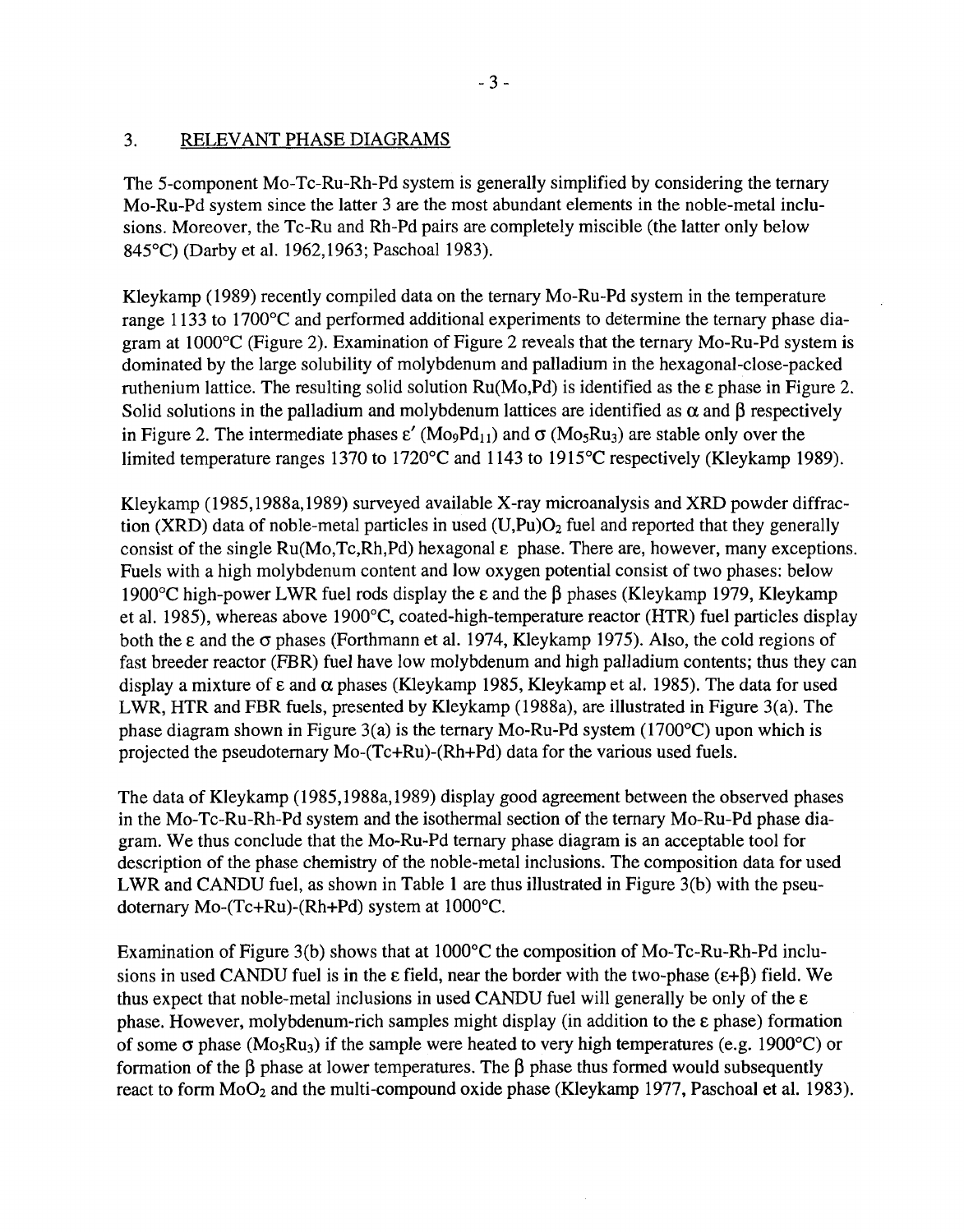## 3. RELEVANT PHASE DIAGRAMS

The 5-component Mo-Tc-Ru-Rh-Pd system is generally simplified by considering the ternary Mo-Ru-Pd system since the latter 3 are the most abundant elements in the noble-metal inclusions. Moreover, the Tc-Ru and Rh-Pd pairs are completely miscible (the latter only below 845°C) (Darby et al. 1962,1963; Paschoal 1983).

Kleykamp (1989) recently compiled data on the ternary Mo-Ru-Pd system in the temperature range 1133 to 1700°C and performed additional experiments to determine the ternary phase diagram at 1000°C (Figure 2). Examination of Figure 2 reveals that the ternary Mo-Ru-Pd system is dominated by the large solubility of molybdenum and palladium in the hexagonal-close-packed ruthenium lattice. The resulting solid solution Ru(Mo,Pd) is identified as the $\varepsilon$ phase in Figure 2. Solid solutions in the palladium and molybdenum lattices are identified as $\alpha$ and $\beta$ respectively in Figure 2. The intermediate phases $\varepsilon'$ ($Mo_9Pd_{11}$) and $\sigma$ ($Mo_5Ru_3$) are stable only over the limited temperature ranges 1370 to 1720°C and 1143 to 1915°C respectively (Kleykamp 1989).

Kleykamp (1985,1988a,1989) surveyed available X-ray microanalysis and XRD powder diffraction (XRD) data of noble-metal particles in used $(U,Pu)O_2$ fuel and reported that they generally consist of the single Ru(Mo,Tc,Rh,Pd) hexagonal $\varepsilon$ phase. There are, however, many exceptions. Fuels with a high molybdenum content and low oxygen potential consist of two phases: below 1900°C high-power LWR fuel rods display the $\varepsilon$ and the $\beta$ phases (Kleykamp 1979, Kleykamp et al. 1985), whereas above 1900°C, coated-high-temperature reactor (HTR) fuel particles display both the $\varepsilon$ and the $\sigma$ phases (Forthmann et al. 1974, Kleykamp 1975). Also, the cold regions of fast breeder reactor (FBR) fuel have low molybdenum and high palladium contents; thus they can display a mixture of $\varepsilon$ and $\alpha$ phases (Kleykamp 1985, Kleykamp et al. 1985). The data for used LWR, HTR and FBR fuels, presented by Kleykamp (1988a), are illustrated in Figure 3(a). The phase diagram shown in Figure 3(a) is the ternary Mo-Ru-Pd system (1700°C) upon which is projected the pseudoternary Mo-(Tc+Ru)-(Rh+Pd) data for the various used fuels.

The data of Kleykamp (1985,1988a,1989) display good agreement between the observed phases in the Mo-Tc-Ru-Rh-Pd system and the isothermal section of the ternary Mo-Ru-Pd phase diagram. We thus conclude that the Mo-Ru-Pd ternary phase diagram is an acceptable tool for description of the phase chemistry of the noble-metal inclusions. The composition data for used LWR and CANDU fuel, as shown in Table 1 are thus illustrated in Figure 3(b) with the pseudoternary Mo-(Tc+Ru)-(Rh+Pd) system at 1000°C.

Examination of Figure 3(b) shows that at 1000°C the composition of Mo-Tc-Ru-Rh-Pd inclusions in used CANDU fuel is in the $\varepsilon$ field, near the border with the two-phase ($\varepsilon$+$\beta$) field. We thus expect that noble-metal inclusions in used CANDU fuel will generally be only of the $\varepsilon$ phase. However, molybdenum-rich samples might display (in addition to the $\varepsilon$ phase) formation of some $\sigma$ phase ($Mo_5Ru_3$) if the sample were heated to very high temperatures (e.g. 1900°C) or formation of the $\beta$ phase at lower temperatures. The $\beta$ phase thus formed would subsequently react to form $MoO_2$ and the multi-compound oxide phase (Kleykamp 1977, Paschoal et al. 1983).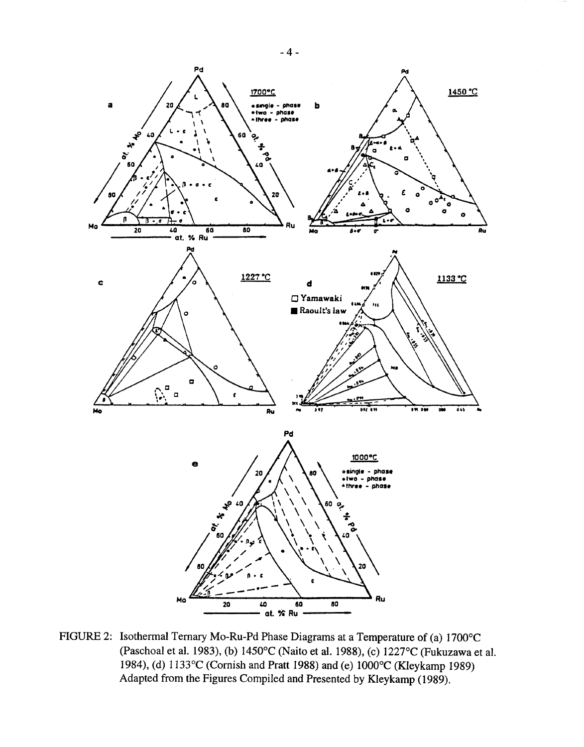FIGURE 2: Isothermal Ternary Mo-Ru-Pd Phase Diagrams at a Temperature of (a) 1700°C (Paschoal et al. 1983), (b) 1450°C (Naito et al. 1988), (c) 1227°C (Fukuzawa et al. 1984), (d) 1133°C (Cornish and Pratt 1988) and (e) 1000°C (Kleykamp 1989) Adapted from the Figures Compiled and Presented by Kleykamp (1989).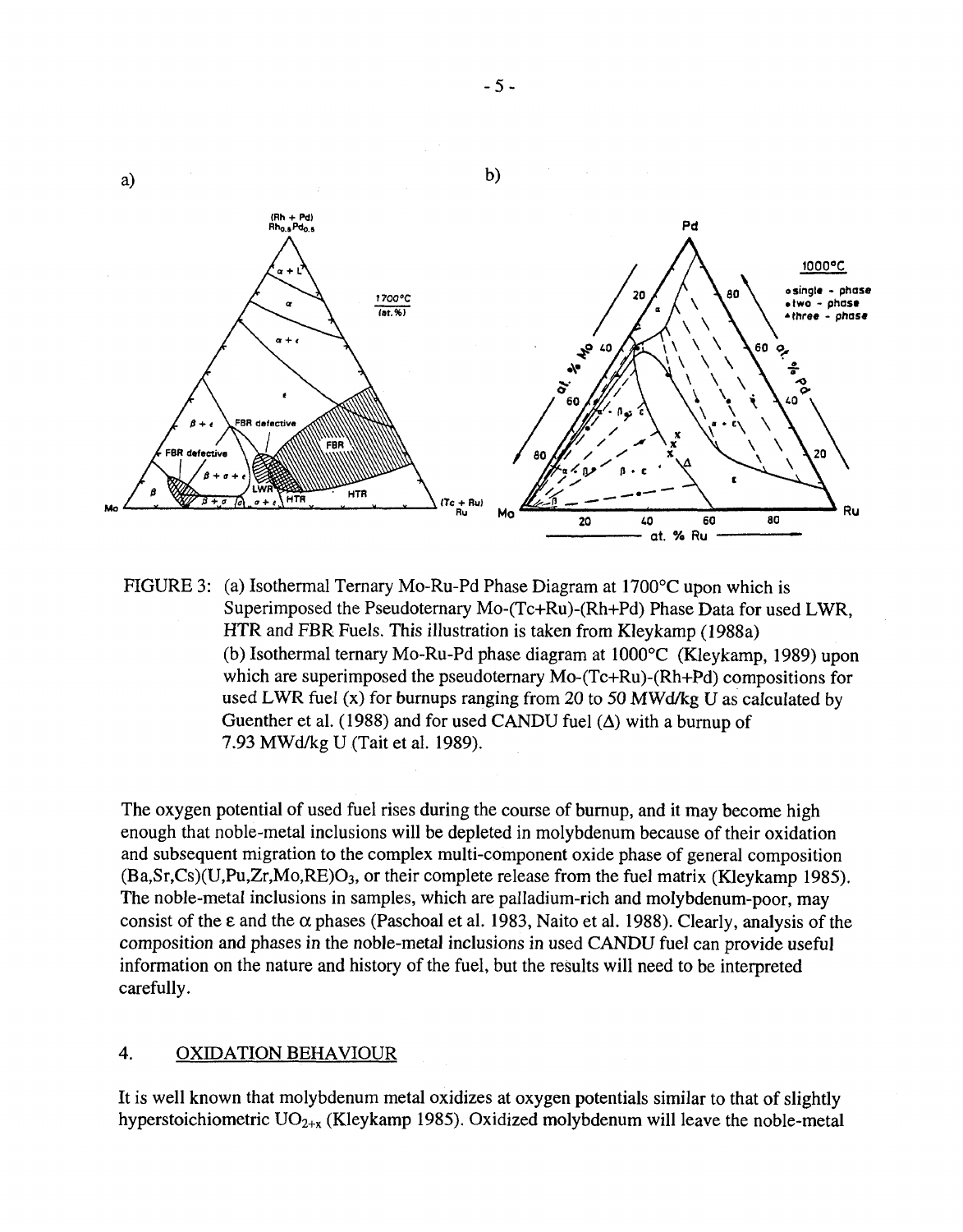a)

b)

FIGURE 3: (a) Isothermal Ternary Mo-Ru-Pd Phase Diagram at 1700°C upon which is Superimposed the Pseudoternary Mo-(Tc+Ru)-(Rh+Pd) Phase Data for used LWR, HTR and FBR Fuels. This illustration is taken from Kleykamp (1988a)
(b) Isothermal ternary Mo-Ru-Pd phase diagram at 1000°C (Kleykamp, 1989) upon which are superimposed the pseudoternary Mo-(Tc+Ru)-(Rh+Pd) compositions for used LWR fuel (x) for burnups ranging from 20 to 50 MWd/kg U as calculated by Guenther et al. (1988) and for used CANDU fuel (Δ) with a burnup of 7.93 MWd/kg U (Tait et al. 1989).

The oxygen potential of used fuel rises during the course of burnup, and it may become high enough that noble-metal inclusions will be depleted in molybdenum because of their oxidation and subsequent migration to the complex multi-component oxide phase of general composition $(Ba,Sr,Cs)(U,Pu,Zr,Mo,RE)O_3$, or their complete release from the fuel matrix (Kleykamp 1985). The noble-metal inclusions in samples, which are palladium-rich and molybdenum-poor, may consist of the $\varepsilon$ and the $\alpha$ phases (Paschoal et al. 1983, Naito et al. 1988). Clearly, analysis of the composition and phases in the noble-metal inclusions in used CANDU fuel can provide useful information on the nature and history of the fuel, but the results will need to be interpreted carefully.

## 4. OXIDATION BEHAVIOUR

It is well known that molybdenum metal oxidizes at oxygen potentials similar to that of slightly hyperstoichiometric $UO_{2+x}$ (Kleykamp 1985). Oxidized molybdenum will leave the noble-metal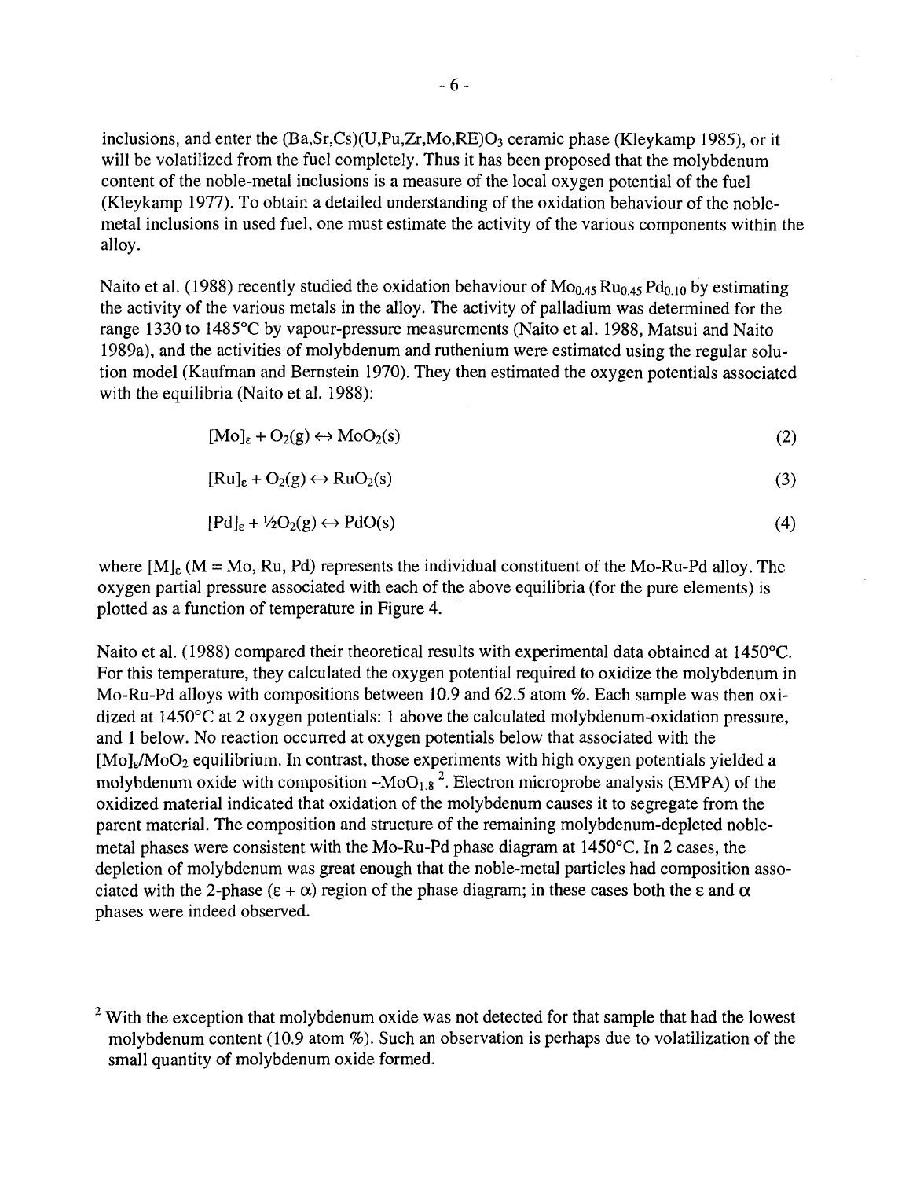inclusions, and enter the $(Ba,Sr,Cs)(U,Pu,Zr,Mo,RE)O_3$ ceramic phase (Kleykamp 1985), or it will be volatilized from the fuel completely. Thus it has been proposed that the molybdenum content of the noble-metal inclusions is a measure of the local oxygen potential of the fuel (Kleykamp 1977). To obtain a detailed understanding of the oxidation behaviour of the noble-metal inclusions in used fuel, one must estimate the activity of the various components within the alloy.

Naito et al. (1988) recently studied the oxidation behaviour of $Mo_{0.45}Ru_{0.45}Pd_{0.10}$ by estimating the activity of the various metals in the alloy. The activity of palladium was determined for the range 1330 to 1485°C by vapour-pressure measurements (Naito et al. 1988, Matsui and Naito 1989a), and the activities of molybdenum and ruthenium were estimated using the regular solution model (Kaufman and Bernstein 1970). They then estimated the oxygen potentials associated with the equilibria (Naito et al. 1988):

$$[Mo]_\varepsilon + O_2(g) \leftrightarrow MoO_2(s) \tag{2}$$

$$[Ru]_\varepsilon + O_2(g) \leftrightarrow RuO_2(s) \tag{3}$$

$$[Pd]_\varepsilon + \tfrac{1}{2}O_2(g) \leftrightarrow PdO(s) \tag{4}$$

where $[M]_\varepsilon$ (M = Mo, Ru, Pd) represents the individual constituent of the Mo-Ru-Pd alloy. The oxygen partial pressure associated with each of the above equilibria (for the pure elements) is plotted as a function of temperature in Figure 4.

Naito et al. (1988) compared their theoretical results with experimental data obtained at 1450°C. For this temperature, they calculated the oxygen potential required to oxidize the molybdenum in Mo-Ru-Pd alloys with compositions between 10.9 and 62.5 atom %. Each sample was then oxidized at 1450°C at 2 oxygen potentials: 1 above the calculated molybdenum-oxidation pressure, and 1 below. No reaction occurred at oxygen potentials below that associated with the $[Mo]_\varepsilon/MoO_2$ equilibrium. In contrast, those experiments with high oxygen potentials yielded a molybdenum oxide with composition $\sim MoO_{1.8}$ [2]. Electron microprobe analysis (EMPA) of the oxidized material indicated that oxidation of the molybdenum causes it to segregate from the parent material. The composition and structure of the remaining molybdenum-depleted noble-metal phases were consistent with the Mo-Ru-Pd phase diagram at 1450°C. In 2 cases, the depletion of molybdenum was great enough that the noble-metal particles had composition associated with the 2-phase ($\varepsilon + \alpha$) region of the phase diagram; in these cases both the $\varepsilon$ and $\alpha$ phases were indeed observed.

[2] With the exception that molybdenum oxide was not detected for that sample that had the lowest molybdenum content (10.9 atom %). Such an observation is perhaps due to volatilization of the small quantity of molybdenum oxide formed.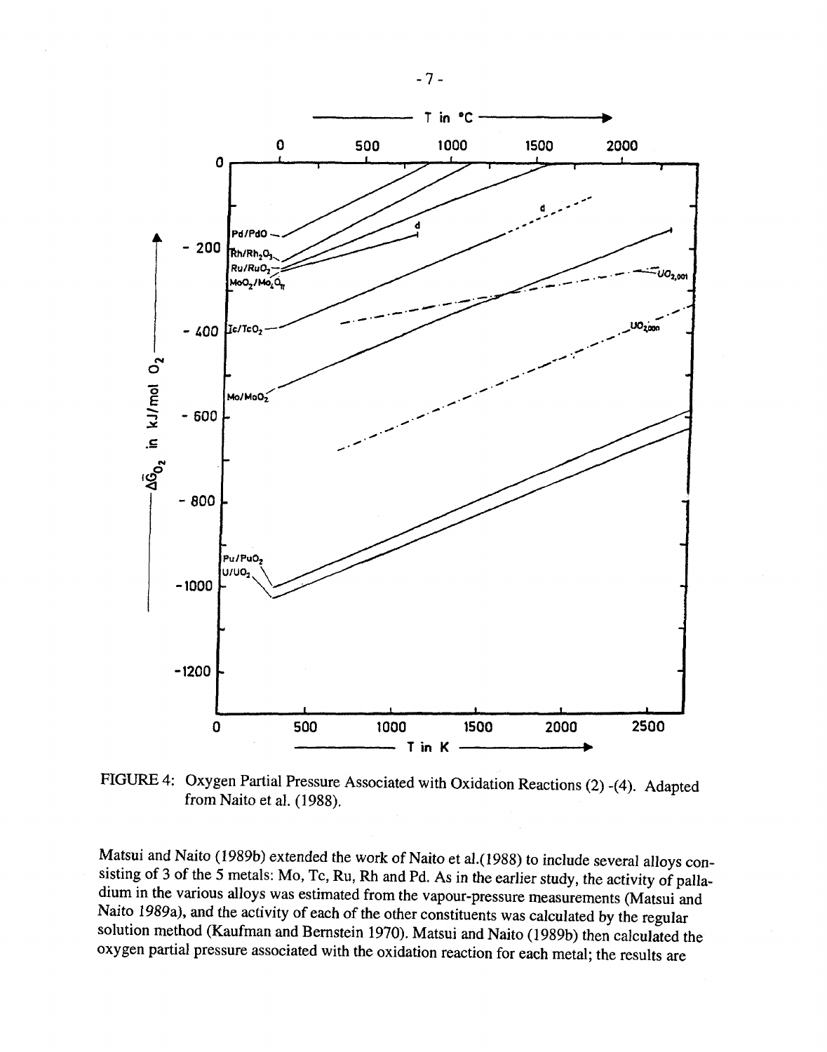FIGURE 4: Oxygen Partial Pressure Associated with Oxidation Reactions (2) -(4). Adapted from Naito et al. (1988).

Matsui and Naito (1989b) extended the work of Naito et al.(1988) to include several alloys consisting of 3 of the 5 metals: Mo, Tc, Ru, Rh and Pd. As in the earlier study, the activity of palladium in the various alloys was estimated from the vapour-pressure measurements (Matsui and Naito 1989a), and the activity of each of the other constituents was calculated by the regular solution method (Kaufman and Bernstein 1970). Matsui and Naito (1989b) then calculated the oxygen partial pressure associated with the oxidation reaction for each metal; the results are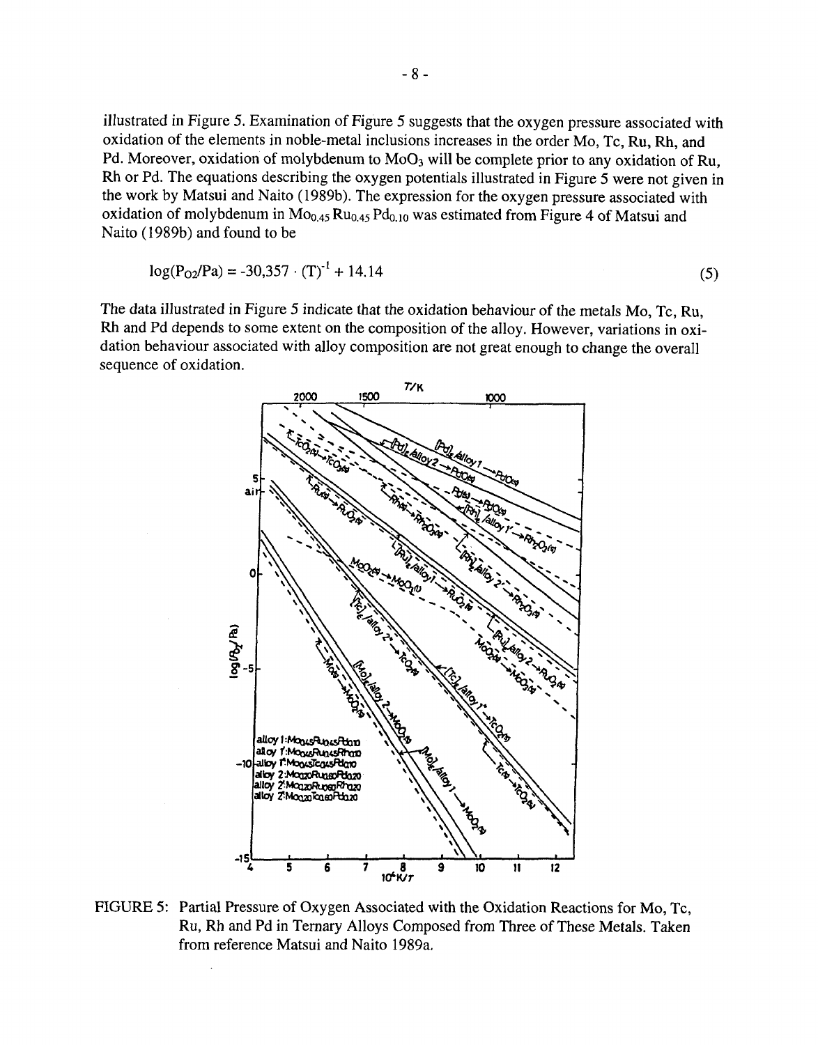illustrated in Figure 5. Examination of Figure 5 suggests that the oxygen pressure associated with oxidation of the elements in noble-metal inclusions increases in the order Mo, Tc, Ru, Rh, and Pd. Moreover, oxidation of molybdenum to $MoO_3$ will be complete prior to any oxidation of Ru, Rh or Pd. The equations describing the oxygen potentials illustrated in Figure 5 were not given in the work by Matsui and Naito (1989b). The expression for the oxygen pressure associated with oxidation of molybdenum in $Mo_{0.45}Ru_{0.45}Pd_{0.10}$ was estimated from Figure 4 of Matsui and Naito (1989b) and found to be

$$\log(P_{O2}/Pa) = -30{,}357 \cdot (T)^{-1} + 14.14 \tag{5}$$

The data illustrated in Figure 5 indicate that the oxidation behaviour of the metals Mo, Tc, Ru, Rh and Pd depends to some extent on the composition of the alloy. However, variations in oxidation behaviour associated with alloy composition are not great enough to change the overall sequence of oxidation.

FIGURE 5: Partial Pressure of Oxygen Associated with the Oxidation Reactions for Mo, Tc, Ru, Rh and Pd in Ternary Alloys Composed from Three of These Metals. Taken from reference Matsui and Naito 1989a.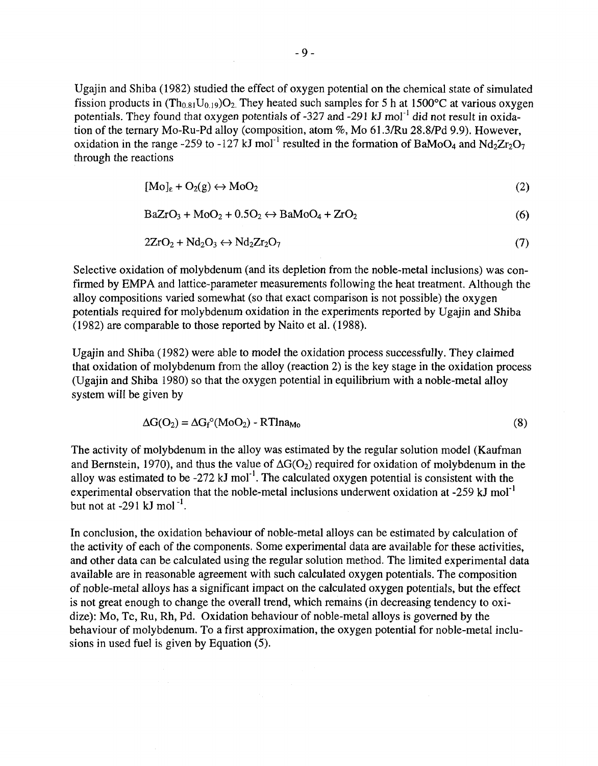Ugajin and Shiba (1982) studied the effect of oxygen potential on the chemical state of simulated fission products in $(Th_{0.81}U_{0.19})O_2$. They heated such samples for 5 h at 1500°C at various oxygen potentials. They found that oxygen potentials of -327 and -291 kJ mol$^{-1}$ did not result in oxidation of the ternary Mo-Ru-Pd alloy (composition, atom %, Mo 61.3/Ru 28.8/Pd 9.9). However, oxidation in the range -259 to -127 kJ mol$^{-1}$ resulted in the formation of $BaMoO_4$ and $Nd_2Zr_2O_7$ through the reactions

$$[Mo]_\varepsilon + O_2(g) \leftrightarrow MoO_2 \tag{2}$$

$$BaZrO_3 + MoO_2 + 0.5O_2 \leftrightarrow BaMoO_4 + ZrO_2 \tag{6}$$

$$2ZrO_2 + Nd_2O_3 \leftrightarrow Nd_2Zr_2O_7 \tag{7}$$

Selective oxidation of molybdenum (and its depletion from the noble-metal inclusions) was confirmed by EMPA and lattice-parameter measurements following the heat treatment. Although the alloy compositions varied somewhat (so that exact comparison is not possible) the oxygen potentials required for molybdenum oxidation in the experiments reported by Ugajin and Shiba (1982) are comparable to those reported by Naito et al. (1988).

Ugajin and Shiba (1982) were able to model the oxidation process successfully. They claimed that oxidation of molybdenum from the alloy (reaction 2) is the key stage in the oxidation process (Ugajin and Shiba 1980) so that the oxygen potential in equilibrium with a noble-metal alloy system will be given by

$$\Delta G(O_2) = \Delta G_f^\circ(MoO_2) - RT\ln a_{Mo} \tag{8}$$

The activity of molybdenum in the alloy was estimated by the regular solution model (Kaufman and Bernstein, 1970), and thus the value of $\Delta G(O_2)$ required for oxidation of molybdenum in the alloy was estimated to be -272 kJ mol$^{-1}$. The calculated oxygen potential is consistent with the experimental observation that the noble-metal inclusions underwent oxidation at -259 kJ mol$^{-1}$ but not at -291 kJ mol$^{-1}$.

In conclusion, the oxidation behaviour of noble-metal alloys can be estimated by calculation of the activity of each of the components. Some experimental data are available for these activities, and other data can be calculated using the regular solution method. The limited experimental data available are in reasonable agreement with such calculated oxygen potentials. The composition of noble-metal alloys has a significant impact on the calculated oxygen potentials, but the effect is not great enough to change the overall trend, which remains (in decreasing tendency to oxidize): Mo, Tc, Ru, Rh, Pd. Oxidation behaviour of noble-metal alloys is governed by the behaviour of molybdenum. To a first approximation, the oxygen potential for noble-metal inclusions in used fuel is given by Equation (5).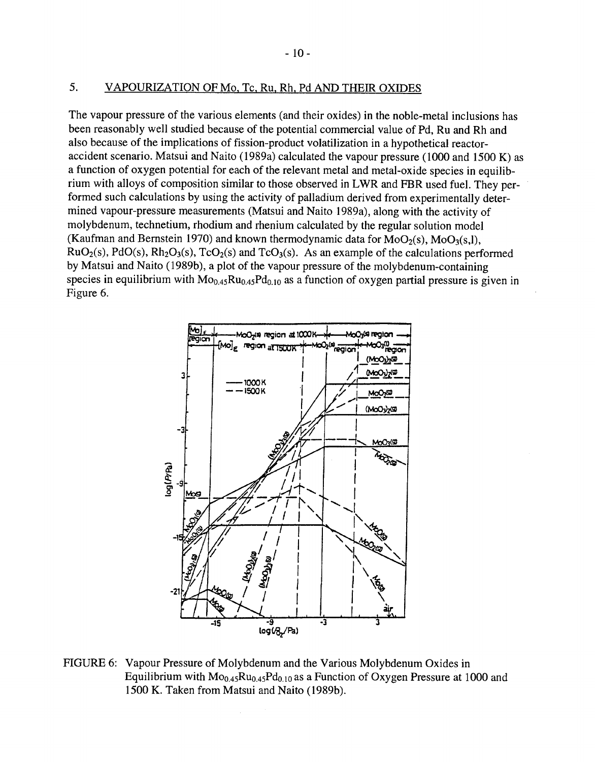## 5. VAPOURIZATION OF Mo, Tc, Ru, Rh, Pd AND THEIR OXIDES

The vapour pressure of the various elements (and their oxides) in the noble-metal inclusions has been reasonably well studied because of the potential commercial value of Pd, Ru and Rh and also because of the implications of fission-product volatilization in a hypothetical reactor-accident scenario. Matsui and Naito (1989a) calculated the vapour pressure (1000 and 1500 K) as a function of oxygen potential for each of the relevant metal and metal-oxide species in equilibrium with alloys of composition similar to those observed in LWR and FBR used fuel. They performed such calculations by using the activity of palladium derived from experimentally determined vapour-pressure measurements (Matsui and Naito 1989a), along with the activity of molybdenum, technetium, rhodium and rhenium calculated by the regular solution model (Kaufman and Bernstein 1970) and known thermodynamic data for $MoO_2(s)$, $MoO_3(s,l)$, $RuO_2(s)$, $PdO(s)$, $Rh_2O_3(s)$, $TcO_2(s)$ and $TcO_3(s)$. As an example of the calculations performed by Matsui and Naito (1989b), a plot of the vapour pressure of the molybdenum-containing species in equilibrium with $Mo_{0.45}Ru_{0.45}Pd_{0.10}$ as a function of oxygen partial pressure is given in Figure 6.

FIGURE 6: Vapour Pressure of Molybdenum and the Various Molybdenum Oxides in Equilibrium with $Mo_{0.45}Ru_{0.45}Pd_{0.10}$ as a Function of Oxygen Pressure at 1000 and 1500 K. Taken from Matsui and Naito (1989b).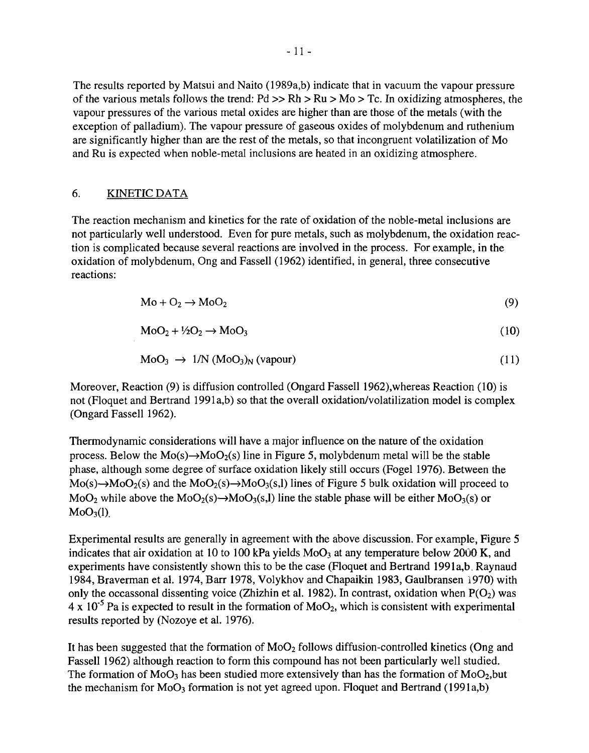The results reported by Matsui and Naito (1989a,b) indicate that in vacuum the vapour pressure of the various metals follows the trend: Pd >> Rh > Ru > Mo > Tc. In oxidizing atmospheres, the vapour pressures of the various metal oxides are higher than are those of the metals (with the exception of palladium). The vapour pressure of gaseous oxides of molybdenum and ruthenium are significantly higher than are the rest of the metals, so that incongruent volatilization of Mo and Ru is expected when noble-metal inclusions are heated in an oxidizing atmosphere.

## 6. KINETIC DATA

The reaction mechanism and kinetics for the rate of oxidation of the noble-metal inclusions are not particularly well understood. Even for pure metals, such as molybdenum, the oxidation reaction is complicated because several reactions are involved in the process. For example, in the oxidation of molybdenum, Ong and Fassell (1962) identified, in general, three consecutive reactions:

$$Mo + O_2 \rightarrow MoO_2 \tag{9}$$

$$MoO_2 + \frac{1}{2}O_2 \rightarrow MoO_3 \tag{10}$$

$$MoO_3 \rightarrow 1/N\ (MoO_3)_N\ \text{(vapour)} \tag{11}$$

Moreover, Reaction (9) is diffusion controlled (Ongard Fassell 1962),whereas Reaction (10) is not (Floquet and Bertrand 1991a,b) so that the overall oxidation/volatilization model is complex (Ongard Fassell 1962).

Thermodynamic considerations will have a major influence on the nature of the oxidation process. Below the $Mo(s) \rightarrow MoO_2(s)$ line in Figure 5, molybdenum metal will be the stable phase, although some degree of surface oxidation likely still occurs (Fogel 1976). Between the $Mo(s) \rightarrow MoO_2(s)$ and the $MoO_2(s) \rightarrow MoO_3(s,l)$ lines of Figure 5 bulk oxidation will proceed to $MoO_2$ while above the $MoO_2(s) \rightarrow MoO_3(s,l)$ line the stable phase will be either $MoO_3(s)$ or $MoO_3(l)$.

Experimental results are generally in agreement with the above discussion. For example, Figure 5 indicates that air oxidation at 10 to 100 kPa yields $MoO_3$ at any temperature below 2000 K, and experiments have consistently shown this to be the case (Floquet and Bertrand 1991a,b, Raynaud 1984, Braverman et al. 1974, Barr 1978, Volykhov and Chapaikin 1983, Gaulbransen 1970) with only the occassonal dissenting voice (Zhizhin et al. 1982). In contrast, oxidation when $P(O_2)$ was $4 \times 10^{-5}$ Pa is expected to result in the formation of $MoO_2$, which is consistent with experimental results reported by (Nozoye et al. 1976).

It has been suggested that the formation of $MoO_2$ follows diffusion-controlled kinetics (Ong and Fassell 1962) although reaction to form this compound has not been particularly well studied. The formation of $MoO_3$ has been studied more extensively than has the formation of $MoO_2$,but the mechanism for $MoO_3$ formation is not yet agreed upon. Floquet and Bertrand (1991a,b)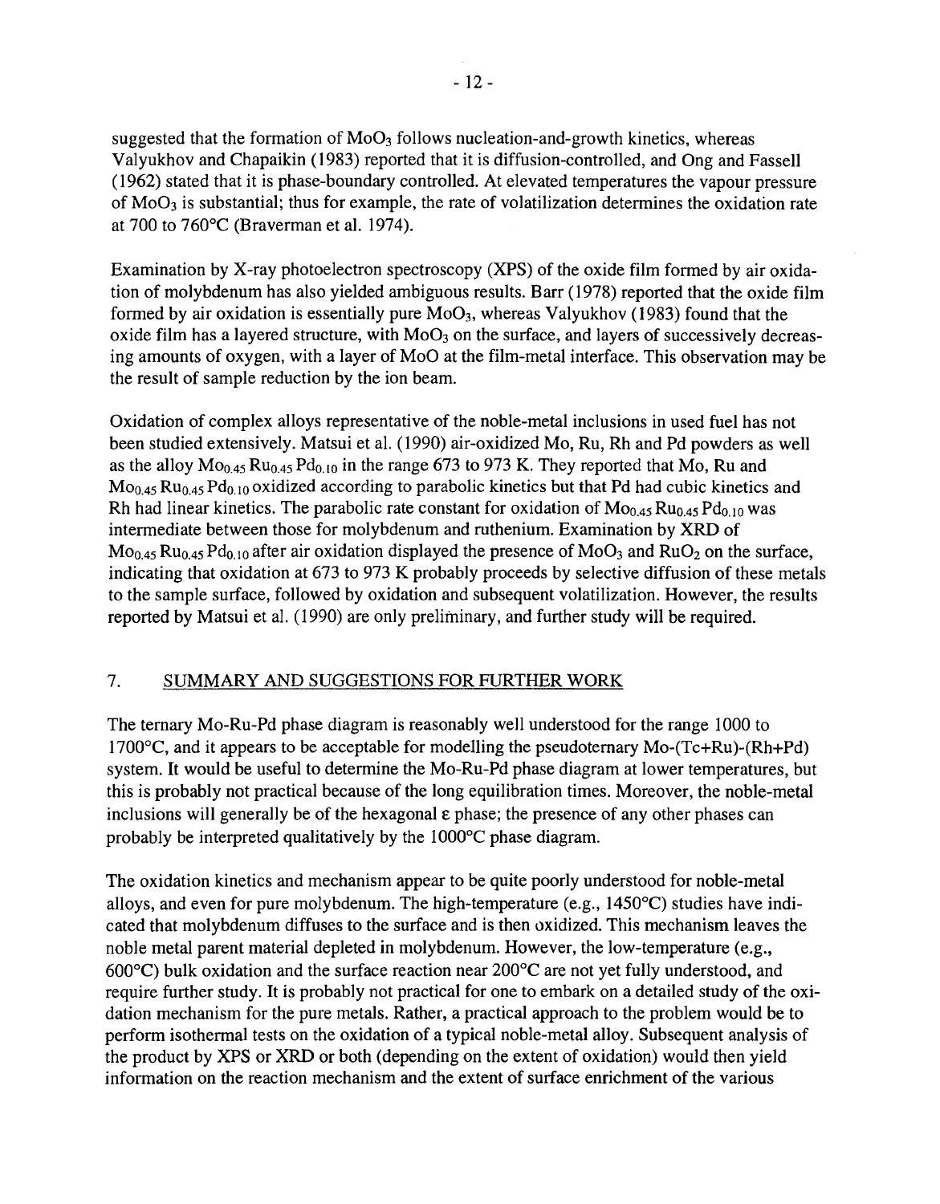suggested that the formation of $MoO_3$ follows nucleation-and-growth kinetics, whereas Valyukhov and Chapaikin (1983) reported that it is diffusion-controlled, and Ong and Fassell (1962) stated that it is phase-boundary controlled. At elevated temperatures the vapour pressure of $MoO_3$ is substantial; thus for example, the rate of volatilization determines the oxidation rate at 700 to 760°C (Braverman et al. 1974).

Examination by X-ray photoelectron spectroscopy (XPS) of the oxide film formed by air oxidation of molybdenum has also yielded ambiguous results. Barr (1978) reported that the oxide film formed by air oxidation is essentially pure $MoO_3$, whereas Valyukhov (1983) found that the oxide film has a layered structure, with $MoO_3$ on the surface, and layers of successively decreasing amounts of oxygen, with a layer of MoO at the film-metal interface. This observation may be the result of sample reduction by the ion beam.

Oxidation of complex alloys representative of the noble-metal inclusions in used fuel has not been studied extensively. Matsui et al. (1990) air-oxidized Mo, Ru, Rh and Pd powders as well as the alloy $Mo_{0.45}Ru_{0.45}Pd_{0.10}$ in the range 673 to 973 K. They reported that Mo, Ru and $Mo_{0.45}Ru_{0.45}Pd_{0.10}$ oxidized according to parabolic kinetics but that Pd had cubic kinetics and Rh had linear kinetics. The parabolic rate constant for oxidation of $Mo_{0.45}Ru_{0.45}Pd_{0.10}$ was intermediate between those for molybdenum and ruthenium. Examination by XRD of $Mo_{0.45}Ru_{0.45}Pd_{0.10}$ after air oxidation displayed the presence of $MoO_3$ and $RuO_2$ on the surface, indicating that oxidation at 673 to 973 K probably proceeds by selective diffusion of these metals to the sample surface, followed by oxidation and subsequent volatilization. However, the results reported by Matsui et al. (1990) are only preliminary, and further study will be required.

## 7. SUMMARY AND SUGGESTIONS FOR FURTHER WORK

The ternary Mo-Ru-Pd phase diagram is reasonably well understood for the range 1000 to 1700°C, and it appears to be acceptable for modelling the pseudoternary Mo-(Tc+Ru)-(Rh+Pd) system. It would be useful to determine the Mo-Ru-Pd phase diagram at lower temperatures, but this is probably not practical because of the long equilibration times. Moreover, the noble-metal inclusions will generally be of the hexagonal $\varepsilon$ phase; the presence of any other phases can probably be interpreted qualitatively by the 1000°C phase diagram.

The oxidation kinetics and mechanism appear to be quite poorly understood for noble-metal alloys, and even for pure molybdenum. The high-temperature (e.g., 1450°C) studies have indicated that molybdenum diffuses to the surface and is then oxidized. This mechanism leaves the noble metal parent material depleted in molybdenum. However, the low-temperature (e.g., 600°C) bulk oxidation and the surface reaction near 200°C are not yet fully understood, and require further study. It is probably not practical for one to embark on a detailed study of the oxidation mechanism for the pure metals. Rather, a practical approach to the problem would be to perform isothermal tests on the oxidation of a typical noble-metal alloy. Subsequent analysis of the product by XPS or XRD or both (depending on the extent of oxidation) would then yield information on the reaction mechanism and the extent of surface enrichment of the various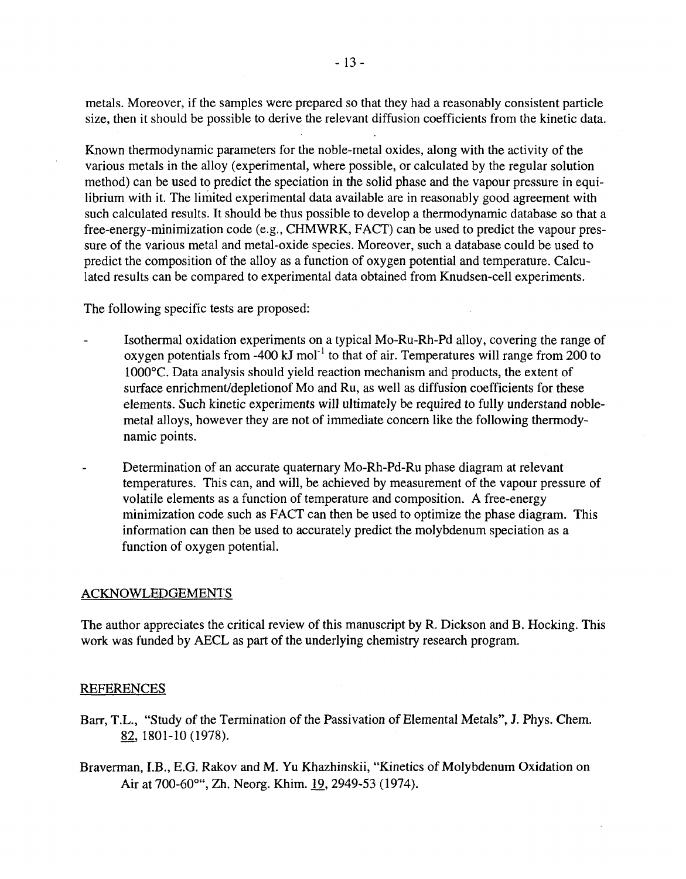metals. Moreover, if the samples were prepared so that they had a reasonably consistent particle size, then it should be possible to derive the relevant diffusion coefficients from the kinetic data.

Known thermodynamic parameters for the noble-metal oxides, along with the activity of the various metals in the alloy (experimental, where possible, or calculated by the regular solution method) can be used to predict the speciation in the solid phase and the vapour pressure in equilibrium with it. The limited experimental data available are in reasonably good agreement with such calculated results. It should be thus possible to develop a thermodynamic database so that a free-energy-minimization code (e.g., CHMWRK, FACT) can be used to predict the vapour pressure of the various metal and metal-oxide species. Moreover, such a database could be used to predict the composition of the alloy as a function of oxygen potential and temperature. Calculated results can be compared to experimental data obtained from Knudsen-cell experiments.

The following specific tests are proposed:

- Isothermal oxidation experiments on a typical Mo-Ru-Rh-Pd alloy, covering the range of oxygen potentials from -400 kJ $mol^{-1}$ to that of air. Temperatures will range from 200 to 1000°C. Data analysis should yield reaction mechanism and products, the extent of surface enrichment/depletionof Mo and Ru, as well as diffusion coefficients for these elements. Such kinetic experiments will ultimately be required to fully understand noble-metal alloys, however they are not of immediate concern like the following thermodynamic points.

- Determination of an accurate quaternary Mo-Rh-Pd-Ru phase diagram at relevant temperatures. This can, and will, be achieved by measurement of the vapour pressure of volatile elements as a function of temperature and composition. A free-energy minimization code such as FACT can then be used to optimize the phase diagram. This information can then be used to accurately predict the molybdenum speciation as a function of oxygen potential.

## ACKNOWLEDGEMENTS

The author appreciates the critical review of this manuscript by R. Dickson and B. Hocking. This work was funded by AECL as part of the underlying chemistry research program.

## REFERENCES

Barr, T.L., "Study of the Termination of the Passivation of Elemental Metals", J. Phys. Chem. 82, 1801-10 (1978).

Braverman, I.B., E.G. Rakov and M. Yu Khazhinskii, "Kinetics of Molybdenum Oxidation on Air at 700-60°", Zh. Neorg. Khim. 19, 2949-53 (1974).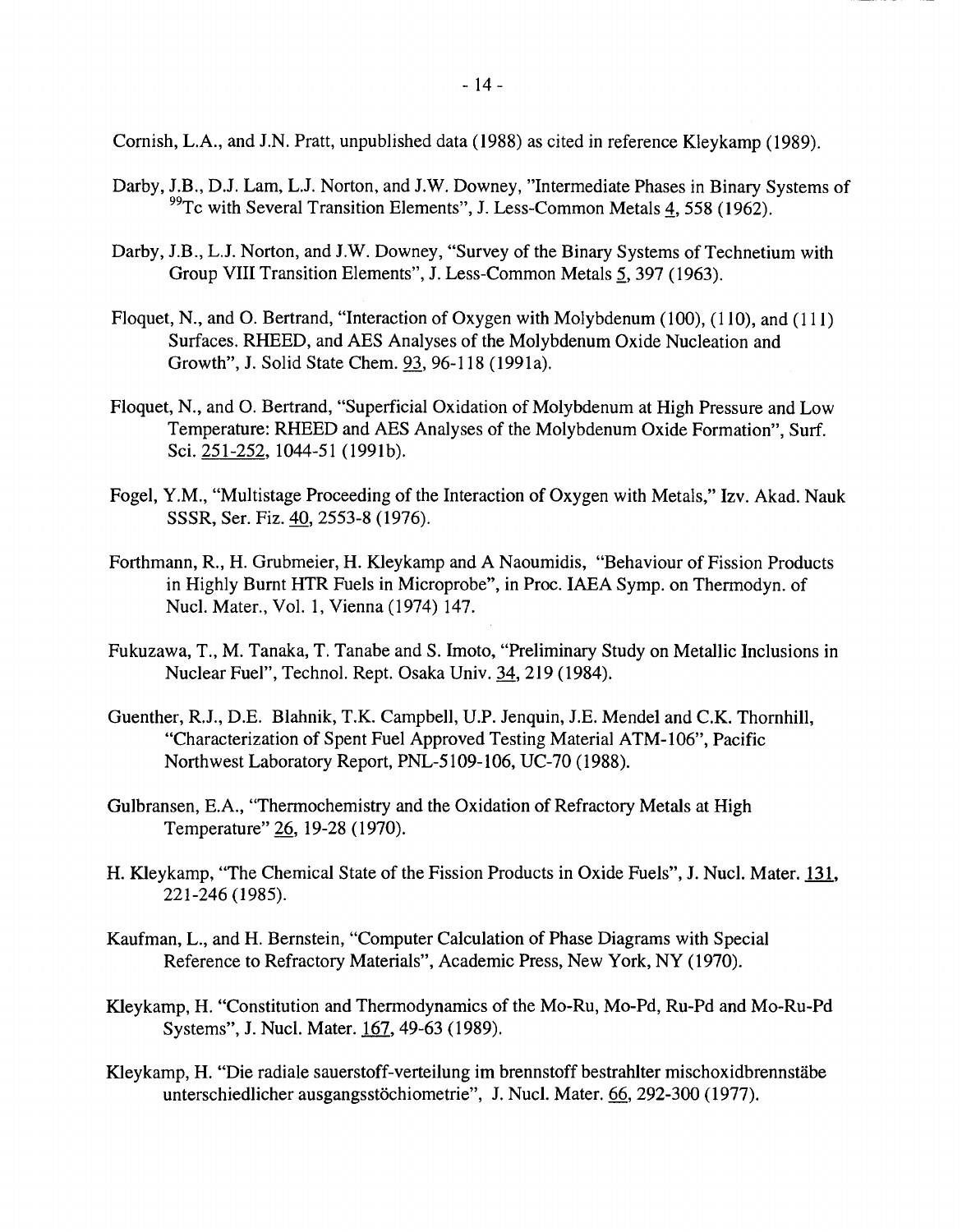Cornish, L.A., and J.N. Pratt, unpublished data (1988) as cited in reference Kleykamp (1989).

Darby, J.B., D.J. Lam, L.J. Norton, and J.W. Downey, "Intermediate Phases in Binary Systems of $^{99}$Tc with Several Transition Elements", J. Less-Common Metals 4, 558 (1962).

Darby, J.B., L.J. Norton, and J.W. Downey, "Survey of the Binary Systems of Technetium with Group VIII Transition Elements", J. Less-Common Metals 5, 397 (1963).

Floquet, N., and O. Bertrand, "Interaction of Oxygen with Molybdenum (100), (110), and (111) Surfaces. RHEED, and AES Analyses of the Molybdenum Oxide Nucleation and Growth", J. Solid State Chem. 93, 96-118 (1991a).

Floquet, N., and O. Bertrand, "Superficial Oxidation of Molybdenum at High Pressure and Low Temperature: RHEED and AES Analyses of the Molybdenum Oxide Formation", Surf. Sci. 251-252, 1044-51 (1991b).

Fogel, Y.M., "Multistage Proceeding of the Interaction of Oxygen with Metals," Izv. Akad. Nauk SSSR, Ser. Fiz. 40, 2553-8 (1976).

Forthmann, R., H. Grubmeier, H. Kleykamp and A Naoumidis, "Behaviour of Fission Products in Highly Burnt HTR Fuels in Microprobe", in Proc. IAEA Symp. on Thermodyn. of Nucl. Mater., Vol. 1, Vienna (1974) 147.

Fukuzawa, T., M. Tanaka, T. Tanabe and S. Imoto, "Preliminary Study on Metallic Inclusions in Nuclear Fuel", Technol. Rept. Osaka Univ. 34, 219 (1984).

Guenther, R.J., D.E. Blahnik, T.K. Campbell, U.P. Jenquin, J.E. Mendel and C.K. Thornhill, "Characterization of Spent Fuel Approved Testing Material ATM-106", Pacific Northwest Laboratory Report, PNL-5109-106, UC-70 (1988).

Gulbransen, E.A., "Thermochemistry and the Oxidation of Refractory Metals at High Temperature" 26, 19-28 (1970).

H. Kleykamp, "The Chemical State of the Fission Products in Oxide Fuels", J. Nucl. Mater. 131, 221-246 (1985).

Kaufman, L., and H. Bernstein, "Computer Calculation of Phase Diagrams with Special Reference to Refractory Materials", Academic Press, New York, NY (1970).

Kleykamp, H. "Constitution and Thermodynamics of the Mo-Ru, Mo-Pd, Ru-Pd and Mo-Ru-Pd Systems", J. Nucl. Mater. 167, 49-63 (1989).

Kleykamp, H. "Die radiale sauerstoff-verteilung im brennstoff bestrahlter mischoxidbrennstäbe unterschiedlicher ausgangsstöchiometrie", J. Nucl. Mater. 66, 292-300 (1977).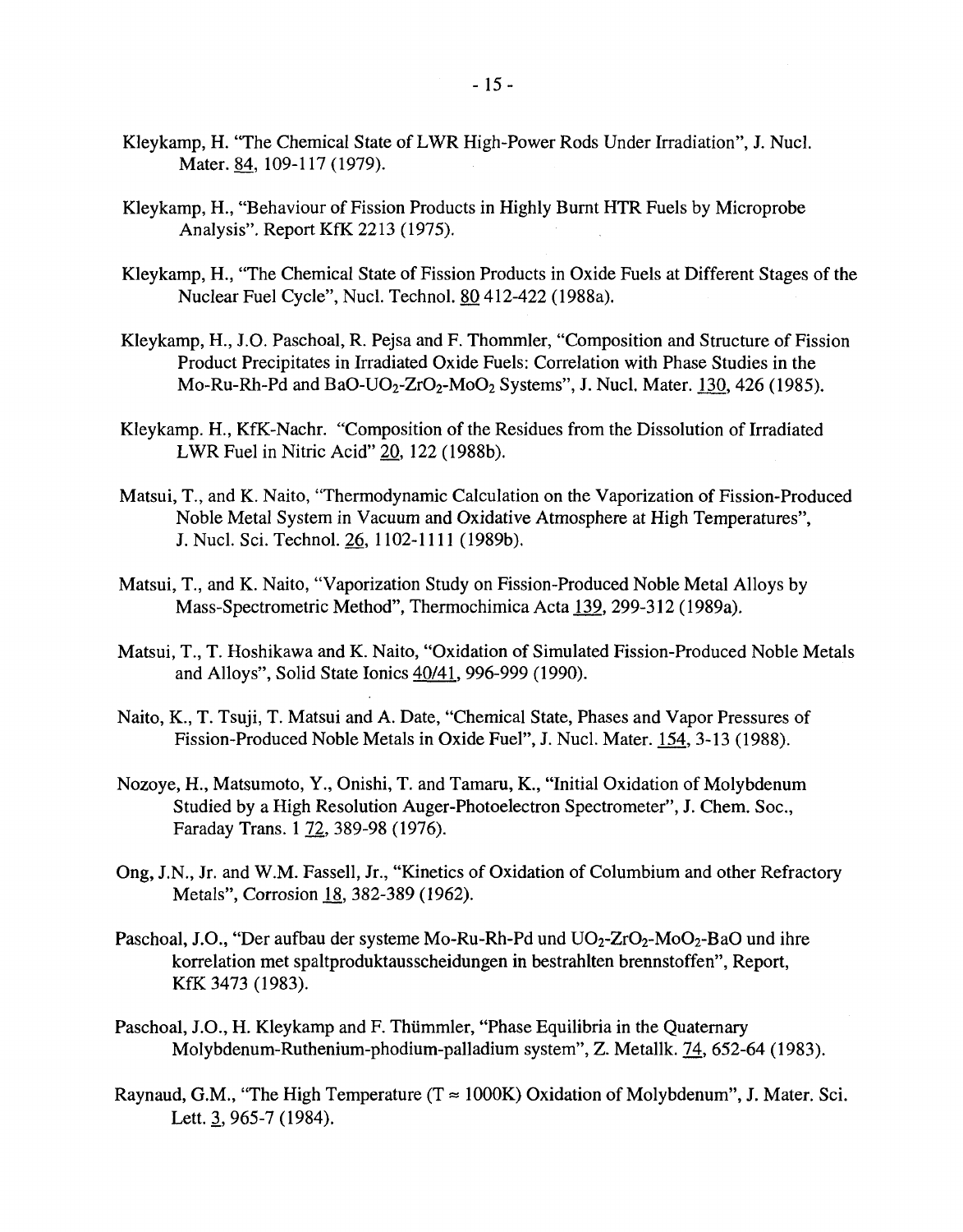Kleykamp, H. "The Chemical State of LWR High-Power Rods Under Irradiation", J. Nucl. Mater. 84, 109-117 (1979).

Kleykamp, H., "Behaviour of Fission Products in Highly Burnt HTR Fuels by Microprobe Analysis". Report KfK 2213 (1975).

Kleykamp, H., "The Chemical State of Fission Products in Oxide Fuels at Different Stages of the Nuclear Fuel Cycle", Nucl. Technol. 80 412-422 (1988a).

Kleykamp, H., J.O. Paschoal, R. Pejsa and F. Thommler, "Composition and Structure of Fission Product Precipitates in Irradiated Oxide Fuels: Correlation with Phase Studies in the Mo-Ru-Rh-Pd and BaO-$UO_2$-$ZrO_2$-$MoO_2$ Systems", J. Nucl. Mater. 130, 426 (1985).

Kleykamp. H., KfK-Nachr. "Composition of the Residues from the Dissolution of Irradiated LWR Fuel in Nitric Acid" 20, 122 (1988b).

Matsui, T., and K. Naito, "Thermodynamic Calculation on the Vaporization of Fission-Produced Noble Metal System in Vacuum and Oxidative Atmosphere at High Temperatures", J. Nucl. Sci. Technol. 26, 1102-1111 (1989b).

Matsui, T., and K. Naito, "Vaporization Study on Fission-Produced Noble Metal Alloys by Mass-Spectrometric Method", Thermochimica Acta 139, 299-312 (1989a).

Matsui, T., T. Hoshikawa and K. Naito, "Oxidation of Simulated Fission-Produced Noble Metals and Alloys", Solid State Ionics 40/41, 996-999 (1990).

Naito, K., T. Tsuji, T. Matsui and A. Date, "Chemical State, Phases and Vapor Pressures of Fission-Produced Noble Metals in Oxide Fuel", J. Nucl. Mater. 154, 3-13 (1988).

Nozoye, H., Matsumoto, Y., Onishi, T. and Tamaru, K., "Initial Oxidation of Molybdenum Studied by a High Resolution Auger-Photoelectron Spectrometer", J. Chem. Soc., Faraday Trans. 1 72, 389-98 (1976).

Ong, J.N., Jr. and W.M. Fassell, Jr., "Kinetics of Oxidation of Columbium and other Refractory Metals", Corrosion 18, 382-389 (1962).

Paschoal, J.O., "Der aufbau der systeme Mo-Ru-Rh-Pd und $UO_2$-$ZrO_2$-$MoO_2$-BaO und ihre korrelation met spaltproduktausscheidungen in bestrahlten brennstoffen", Report, KfK 3473 (1983).

Paschoal, J.O., H. Kleykamp and F. Thümmler, "Phase Equilibria in the Quaternary Molybdenum-Ruthenium-phodium-palladium system", Z. Metallk. 74, 652-64 (1983).

Raynaud, G.M., "The High Temperature ($T \approx 1000K$) Oxidation of Molybdenum", J. Mater. Sci. Lett. 3, 965-7 (1984).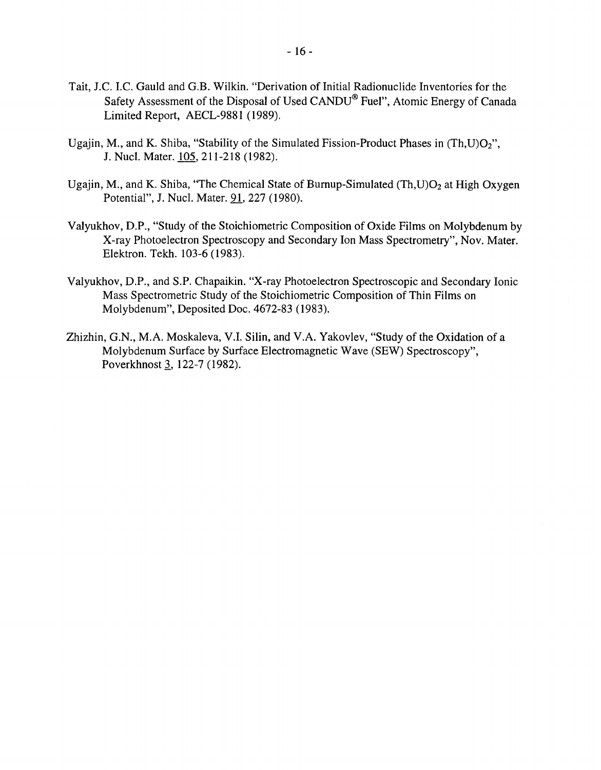Tait, J.C. I.C. Gauld and G.B. Wilkin. "Derivation of Initial Radionuclide Inventories for the Safety Assessment of the Disposal of Used CANDU® Fuel", Atomic Energy of Canada Limited Report, AECL-9881 (1989).

Ugajin, M., and K. Shiba, "Stability of the Simulated Fission-Product Phases in $(Th,U)O_2$", J. Nucl. Mater. 105, 211-218 (1982).

Ugajin, M., and K. Shiba, "The Chemical State of Burnup-Simulated $(Th,U)O_2$ at High Oxygen Potential", J. Nucl. Mater. 91, 227 (1980).

Valyukhov, D.P., "Study of the Stoichiometric Composition of Oxide Films on Molybdenum by X-ray Photoelectron Spectroscopy and Secondary Ion Mass Spectrometry", Nov. Mater. Elektron. Tekh. 103-6 (1983).

Valyukhov, D.P., and S.P. Chapaikin. "X-ray Photoelectron Spectroscopic and Secondary Ionic Mass Spectrometric Study of the Stoichiometric Composition of Thin Films on Molybdenum", Deposited Doc. 4672-83 (1983).

Zhizhin, G.N., M.A. Moskaleva, V.I. Silin, and V.A. Yakovlev, "Study of the Oxidation of a Molybdenum Surface by Surface Electromagnetic Wave (SEW) Spectroscopy", Poverkhnost 3, 122-7 (1982).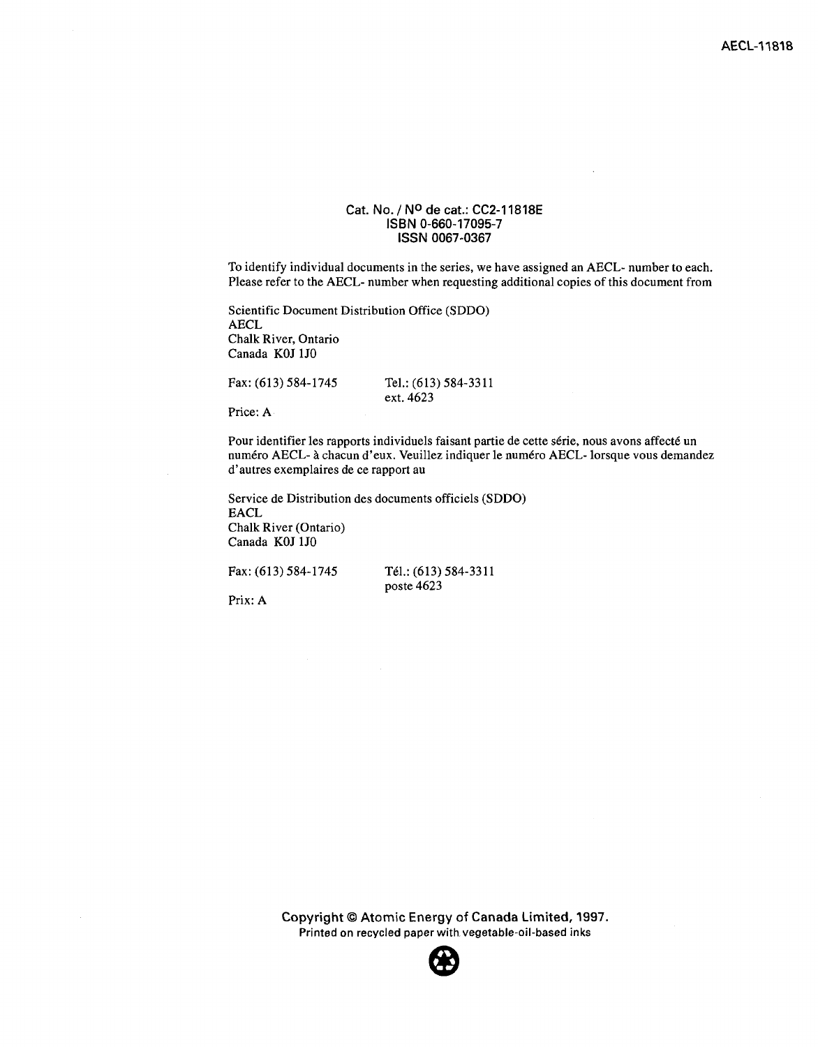AECL-11818

Cat. No. / N° de cat.: CC2-11818E
ISBN 0-660-17095-7
ISSN 0067-0367

To identify individual documents in the series, we have assigned an AECL- number to each. Please refer to the AECL- number when requesting additional copies of this document from

Scientific Document Distribution Office (SDDO)
AECL
Chalk River, Ontario
Canada K0J 1J0

Fax: (613) 584-1745 Tel.: (613) 584-3311
ext. 4623

Price: A

Pour identifier les rapports individuels faisant partie de cette série, nous avons affecté un numéro AECL- à chacun d'eux. Veuillez indiquer le numéro AECL- lorsque vous demandez d'autres exemplaires de ce rapport au

Service de Distribution des documents officiels (SDDO)
EACL
Chalk River (Ontario)
Canada K0J 1J0

Fax: (613) 584-1745 Tél.: (613) 584-3311
poste 4623

Prix: A

Copyright © Atomic Energy of Canada Limited, 1997.
Printed on recycled paper with vegetable-oil-based inks